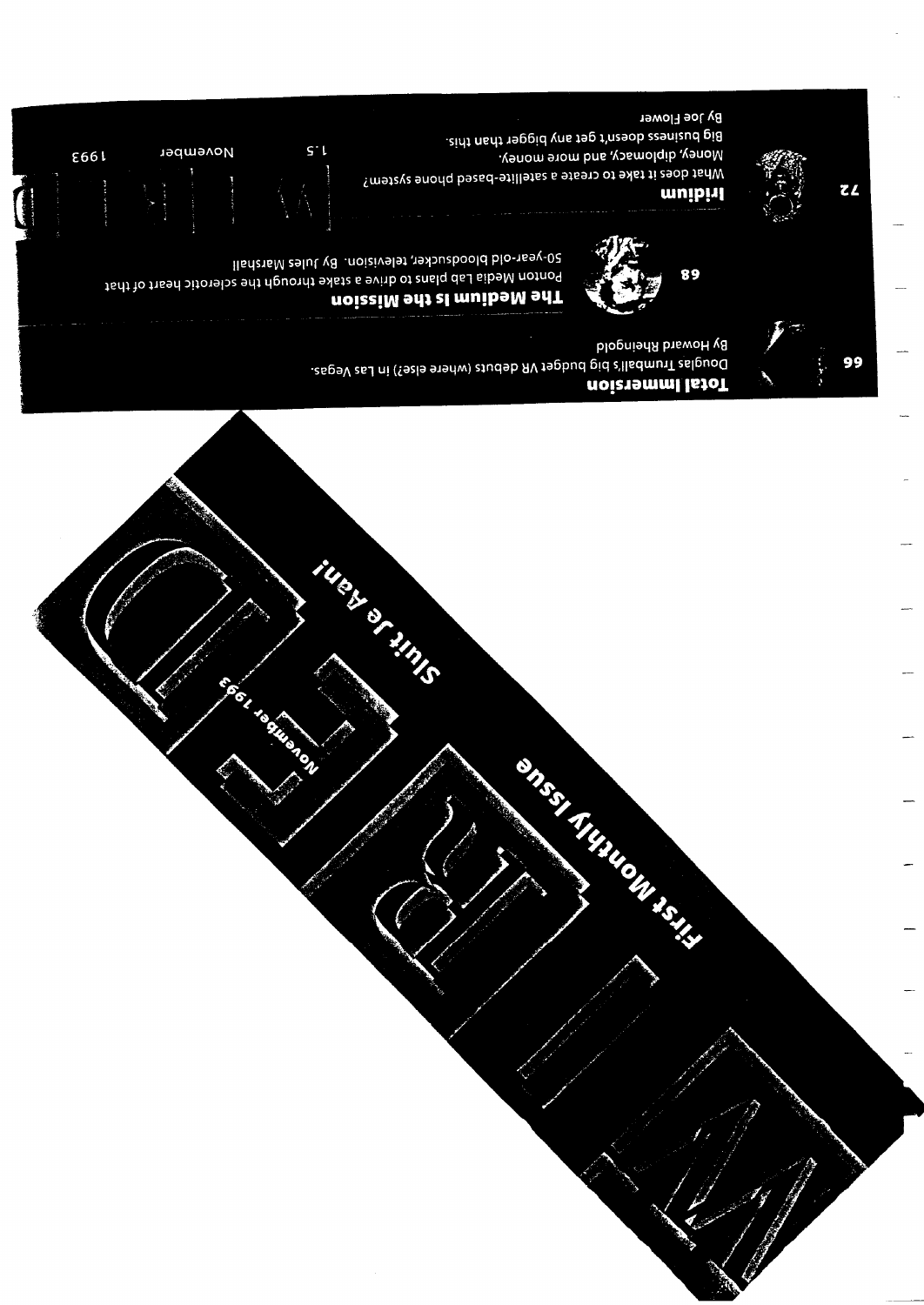# WIRED

First Monthly Issue

November 1993

Sluit Je Aan!

## Total Immersion

Douglas Trumball's big budget VR debuts (where else?) in Las Vegas.

By Howard Rheingold

## The Medium is the Mission

Ponton Media Lab plans to drive a stake through the sclerotic heart of that 50-year-old bloodsucker, television. By Jules Marshall

## Iridium

What does it take to create a satellite-based phone system?

Money, diplomacy, and more money.

Big business doesn't get any bigger than this.

By Joe Flower

WIRED 1.5 November 1993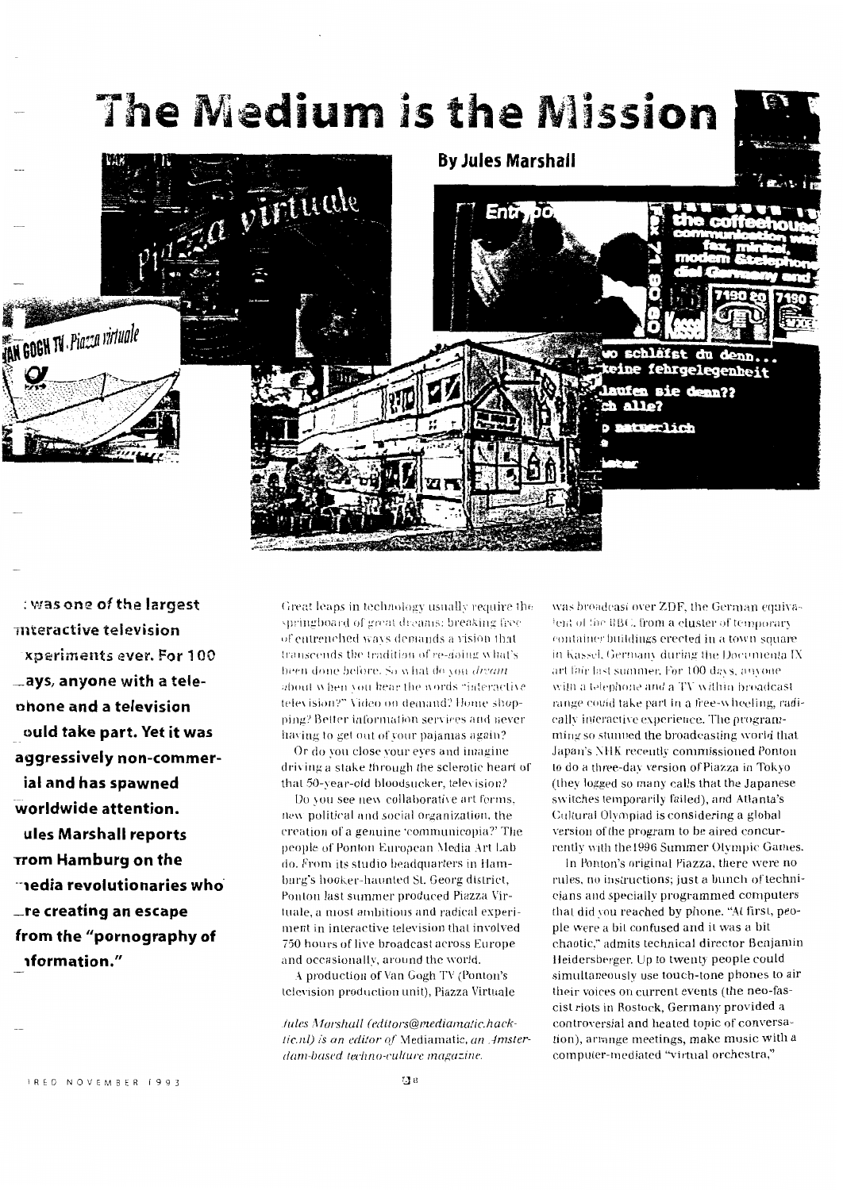# The Medium is the Mission

**By Jules Marshall**

**It was one of the largest interactive television experiments ever. For 100 days, anyone with a telephone and a television could take part. Yet it was aggressively non-commercial and has spawned worldwide attention. Jules Marshall reports from Hamburg on the media revolutionaries who are creating an escape from the "pornography of information."**

Great leaps in technology usually require the springboard of great dreams: breaking free of entrenched ways demands a vision that transcends the tradition of re-doing what's been done before. So what do you *dream* about when you hear the words "interactive television?" Video on demand? Home shopping? Better information services and never having to get out of your pajamas again?

Or do you close your eyes and imagine driving a stake through the sclerotic heart of that 50-year-old bloodsucker, television?

Do you see new collaborative art forms, new political and social organization, the creation of a genuine "communicopia?" The people of Ponton European Media Art Lab do. From its studio headquarters in Hamburg's hooker-haunted St. Georg district, Ponton last summer produced Piazza Virtuale, a most ambitious and radical experiment in interactive television that involved 750 hours of live broadcast across Europe and occasionally, around the world.

A production of Van Gogh TV (Ponton's television production unit), Piazza Virtuale was broadcast over ZDF, the German equivalent of the BBC, from a cluster of temporary container buildings erected in a town square in Kassel, Germany during the Documenta IX art fair last summer. For 100 days, anyone with a telephone and a TV within broadcast range could take part in a free-wheeling, radically interactive experience. The programming so stunned the broadcasting world that Japan's NHK recently commissioned Ponton to do a three-day version of Piazza in Tokyo (they logged so many calls that the Japanese switches temporarily failed), and Atlanta's Cultural Olympiad is considering a global version of the program to be aired concurrently with the1996 Summer Olympic Games.

In Ponton's original Piazza, there were no rules, no instructions; just a bunch of technicians and specially programmed computers that did you reached by phone. "At first, people were a bit confused and it was a bit chaotic," admits technical director Benjamin Heidersberger. Up to twenty people could simultaneously use touch-tone phones to air their voices on current events (the neo-fascist riots in Rostock, Germany provided a controversial and heated topic of conversation), arrange meetings, make music with a computer-mediated "virtual orchestra,"

*Jules Marshall (editors@mediamatic.hacktic.nl) is an editor of* Mediamatic, *an Amsterdam-based techno-culture magazine.*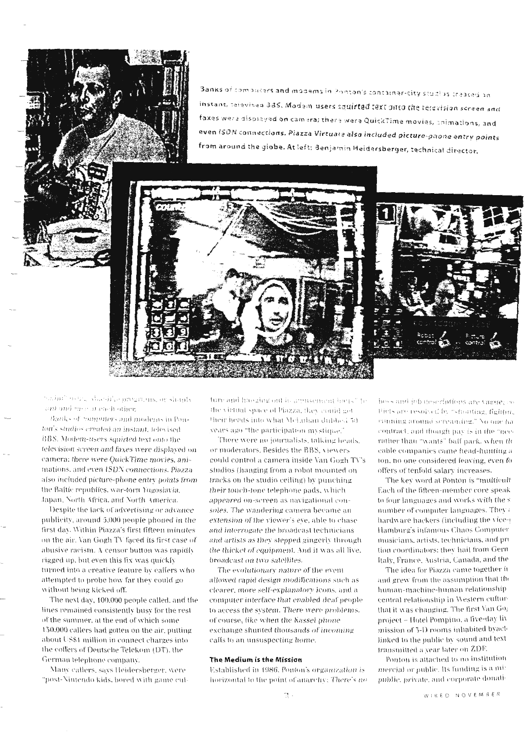Banks of computers and modems in Ponton's container-city studios created an instant, televised BBS. Modem users squirted text onto the television screen and faxes were displayed on camera; there were QuickTime movies, animations, and even ISDN connections. Piazza Virtuale also included picture-phone entry points from around the globe. At left: Benjamin Heidersberger, technical director.

...talked, classified programs, or simply ...and meet each other.

*Banks of computers and modems in Ponton's studios created an instant, televised BBS. Modem-users squirted text onto the television screen and faxes were displayed on camera; there were QuickTime movies, animations, and even ISDN connections. Piazza also included picture-phone entry points from the Baltic republics, war-torn Yugoslavia, Japan, North Africa, and North America.*

Despite the lack of advertising or advance publicity, around 5,000 people phoned in the first day. Within Piazza's first fifteen minutes on the air, Van Gogh TV faced its first case of abusive racism. A censor button was rapidly rigged up, but even this fix was quickly turned into a creative feature by callers who attempted to probe how far they could go without being kicked off.

The next day, 100,000 people called, and the lines remained consistently busy for the rest of the summer, at the end of which some 150,000 callers had gotten on the air, putting about US$1 million in connect charges into the coffers of Deutsche Telekom (DT), the German telephone company.

Many callers, says Heidersberger, were "post-Nintendo kids, bored with game culture and hanging out in amusement arcades." In the virtual space of Piazza, they could get their heads into what McLuhan dubbed 30 years ago "the participation mystique."

There were no journalists, talking heads, or moderators. Besides the BBS, viewers could control a camera inside Van Gogh TV's studios (hanging from a robot mounted on tracks on the studio ceiling) by punching their touch-tone telephone pads, which appeared on-screen as navigational consoles. The wandering camera became an extension of the viewer's eye, able to chase and interrogate the broadcast technicians and artists as they stepped gingerly through the thicket of equipment. And it was all live, broadcast on two satellites.

The evolutionary nature of the event allowed rapid design modifications such as clearer, more self-explanatory icons, and a computer interface that enabled deaf people to access the system. There were problems, of course, like when the Kassel phone exchange shunted thousands of incoming calls to an unsuspecting home.

## The Medium is the Mission

Established in 1986, Ponton's organization is horizontal to the point of anarchy: There's no boss and job descriptions are vague, so ...flicts are resolved by "shouting, fighting, running around screaming." No one has ... contract, and though pay is in the "needs" rather than "wants" ball park, when the cable companies came head-hunting at ...ton, no one considered leaving, even for offers of tenfold salary increases.

The key word at Ponton is "multicult..." Each of the fifteen-member core speaks ... to four languages and works with the s... number of computer languages. They ... hardware hackers (including the vice-... Hamburg's infamous Chaos Computer ... musicians, artists, technicians, and pro...tion coordinators; they hail from Germ... Italy, France, Austria, Canada, and the ...

The idea for Piazza came together i... and grew from the assumption that th... human-machine-human relationship ... central relationship in Western cultur... that it was changing. The first Van Go... project – Hotel Pompino, a five-day liv... mission of 3-D rooms inhabited by ach... linked to the public by sound and text ... transmitted a year later on ZDF.

Ponton is attached to no institution ...mercial or public. Its funding is a mi... public, private, and corporate donati...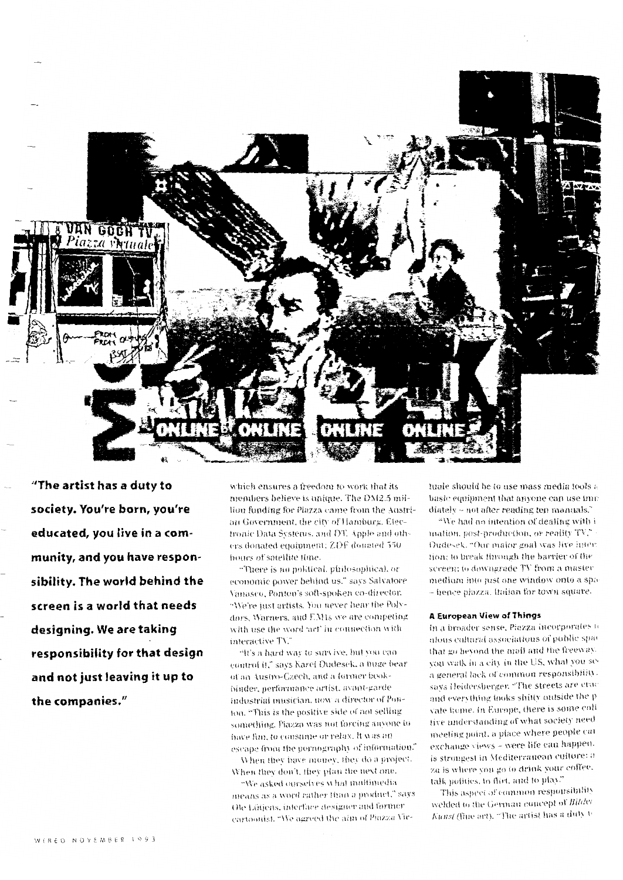"The artist has a duty to society. You're born, you're educated, you live in a community, and you have responsibility. The world behind the screen is a world that needs designing. We are taking responsibility for that design and not just leaving it up to the companies."

which ensures a freedom to work that its members believe is unique. The DM2.5 million funding for Piazza came from the Austrian Government, the city of Hamburg, Electronic Data Systems, and DT. Apple and others donated equipment; ZDF donated 550 hours of satellite time.

"There is no political, philosophical, or economic power behind us," says Salvatore Vanasco, Ponton's soft-spoken co-director. "We're just artists. You never hear the Polydors, Warners, and EMIs we are competing with use the word 'art' in connection with interactive TV."

"It's a hard way to survive, but you can control it," says Karel Dudesek, a huge bear of an Austro-Czech, and a former bookbinder, performance artist, avant-garde industrial musician, now a director of Ponton. "This is the positive side of not selling something. Piazza was not forcing anyone to have fun, to consume or relax. It was an escape from the pornography of information."

When they have money, they do a project. When they don't, they plan the next one.

"We asked ourselves what multimedia means as a word rather than a product," says Ole Lütjens, interface designer and former cartoonist. "We agreed the aim of Piazza Virtuale should be to use mass media tools a basic equipment that anyone can use immediately – not after reading ten manuals."

"We had no intention of dealing with i mation, post-production, or reality TV," Dudesek. "Our major goal was live inter tion: to break through the barrier of the screen; to downgrade TV from a master medium into just one window onto a spa – hence piazza, Italian for town square.

### A European View of Things

In a broader sense, Piazza incorporates n alous cultural associations of public spac that go beyond the mall and the freeway. you walk in a city in the US, what you se a general lack of common responsibility, says Heidersberger. "The streets are crac and everything looks shitty outside the p vate home. In Europe, there is some coll tive understanding of what society need meeting point, a place where people can exchange views – were life can happen. is strongest in Mediterranean culture: a za is where you go to drink your coffee, talk politics, to flirt, and to play."

This aspect of common responsibility welded to the German concept of *Bilder Kunst* (fine art). "The artist has a duty t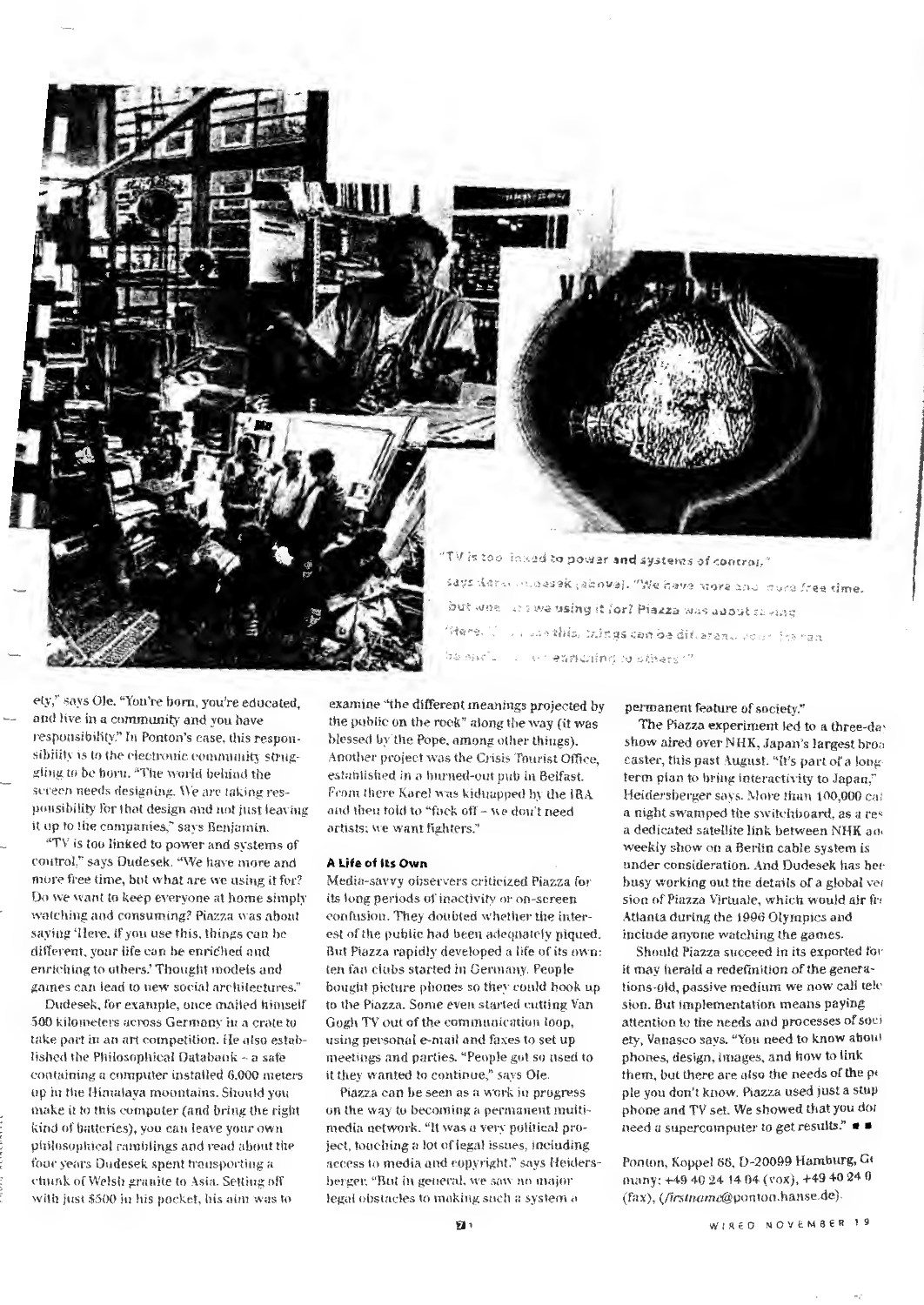"TV is too linked to power and systems of control," says Karel Dudesek (above). "We have more and more free time, but what are we using it for? Piazza was about saying 'Here, if you use this, things can be different, your life can be enriched and enriching to others.'"

ety," says Ole. "You're born, you're educated, and live in a community and you have responsibility." In Ponton's case, this responsibility is to the electronic community struggling to be born. "The world behind the screen needs designing. We are taking responsibility for that design and not just leaving it up to the companies," says Benjamin.

"TV is too linked to power and systems of control," says Dudesek. "We have more and more free time, but what are we using it for? Do we want to keep everyone at home simply watching and consuming? Piazza was about saying 'Here, if you use this, things can be different, your life can be enriched and enriching to others.' Thought models and games can lead to new social architectures."

Dudesek, for example, once mailed himself 500 kilometers across Germany in a crate to take part in an art competition. He also established the Philosophical Databank – a safe containing a computer installed 6,000 meters up in the Himalaya mountains. Should you make it to this computer (and bring the right kind of batteries), you can leave your own philosophical ramblings and read about the four years Dudesek spent transporting a chunk of Welsh granite to Asia. Setting off with just $500 in his pocket, his aim was to examine "the different meanings projected by the public on the rock" along the way (it was blessed by the Pope, among other things). Another project was the Crisis Tourist Office, established in a burned-out pub in Belfast. From there Karel was kidnapped by the IRA and then told to "fuck off – we don't need artists; we want fighters."

### A Life of Its Own

Media-savvy observers criticized Piazza for its long periods of inactivity or on-screen confusion. They doubted whether the interest of the public had been adequately piqued. But Piazza rapidly developed a life of its own: ten fan clubs started in Germany. People bought picture phones so they could hook up to the Piazza. Some even started cutting Van Gogh TV out of the communication loop, using personal e-mail and faxes to set up meetings and parties. "People got so used to it they wanted to continue," says Ole.

Piazza can be seen as a work in progress on the way to becoming a permanent multimedia network. "It was a very political project, touching a lot of legal issues, including access to media and copyright," says Heidersberger. "But in general, we saw no major legal obstacles to making such a system a permanent feature of society."

The Piazza experiment led to a three-day show aired over NHK, Japan's largest broadcaster, this past August. "It's part of a long-term plan to bring interactivity to Japan," Heidersberger says. More than 100,000 calls a night swamped the switchboard, as a result of a dedicated satellite link between NHK and ... weekly show on a Berlin cable system is under consideration. And Dudesek has been busy working out the details of a global version of Piazza Virtuale, which would air from Atlanta during the 1996 Olympics and include anyone watching the games.

Should Piazza succeed in its exported form, it may herald a redefinition of the generations-old, passive medium we now call television. But implementation means paying attention to the needs and processes of society, Vanasco says. "You need to know about phones, design, images, and how to link them, but there are also the needs of the people you don't know. Piazza used just a stupid phone and TV set. We showed that you don't need a supercomputer to get results." ■ ■

Ponton, Koppel 66, D-20099 Hamburg, Germany: +49 40 24 14 04 (vox), +49 40 24 0... (fax), (*firstname*@ponton.hanse.de).